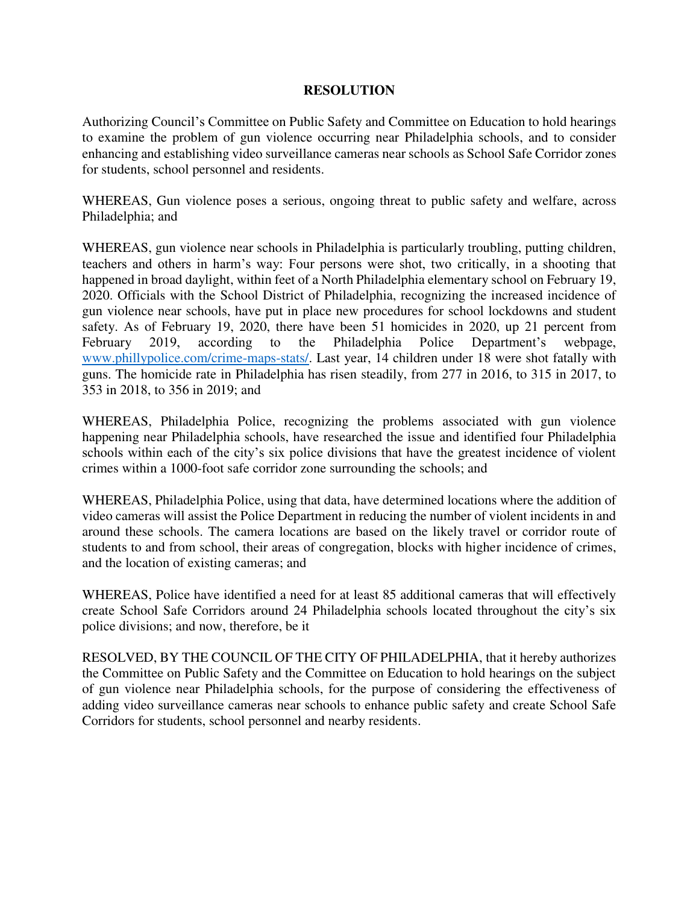# RESOLUTION

Authorizing Council's Committee on Public Safety and Committee on Education to hold hearings to examine the problem of gun violence occurring near Philadelphia schools, and to consider enhancing and establishing video surveillance cameras near schools as School Safe Corridor zones for students, school personnel and residents.

WHEREAS, Gun violence poses a serious, ongoing threat to public safety and welfare, across Philadelphia; and

WHEREAS, gun violence near schools in Philadelphia is particularly troubling, putting children, teachers and others in harm's way: Four persons were shot, two critically, in a shooting that happened in broad daylight, within feet of a North Philadelphia elementary school on February 19, 2020. Officials with the School District of Philadelphia, recognizing the increased incidence of gun violence near schools, have put in place new procedures for school lockdowns and student safety. As of February 19, 2020, there have been 51 homicides in 2020, up 21 percent from February 2019, according to the Philadelphia Police Department's webpage, [www.phillypolice.com/crime-maps-stats/](www.phillypolice.com/crime-maps-stats/). Last year, 14 children under 18 were shot fatally with guns. The homicide rate in Philadelphia has risen steadily, from 277 in 2016, to 315 in 2017, to 353 in 2018, to 356 in 2019; and

WHEREAS, Philadelphia Police, recognizing the problems associated with gun violence happening near Philadelphia schools, have researched the issue and identified four Philadelphia schools within each of the city's six police divisions that have the greatest incidence of violent crimes within a 1000-foot safe corridor zone surrounding the schools; and

WHEREAS, Philadelphia Police, using that data, have determined locations where the addition of video cameras will assist the Police Department in reducing the number of violent incidents in and around these schools. The camera locations are based on the likely travel or corridor route of students to and from school, their areas of congregation, blocks with higher incidence of crimes, and the location of existing cameras; and

WHEREAS, Police have identified a need for at least 85 additional cameras that will effectively create School Safe Corridors around 24 Philadelphia schools located throughout the city's six police divisions; and now, therefore, be it

RESOLVED, BY THE COUNCIL OF THE CITY OF PHILADELPHIA, that it hereby authorizes the Committee on Public Safety and the Committee on Education to hold hearings on the subject of gun violence near Philadelphia schools, for the purpose of considering the effectiveness of adding video surveillance cameras near schools to enhance public safety and create School Safe Corridors for students, school personnel and nearby residents.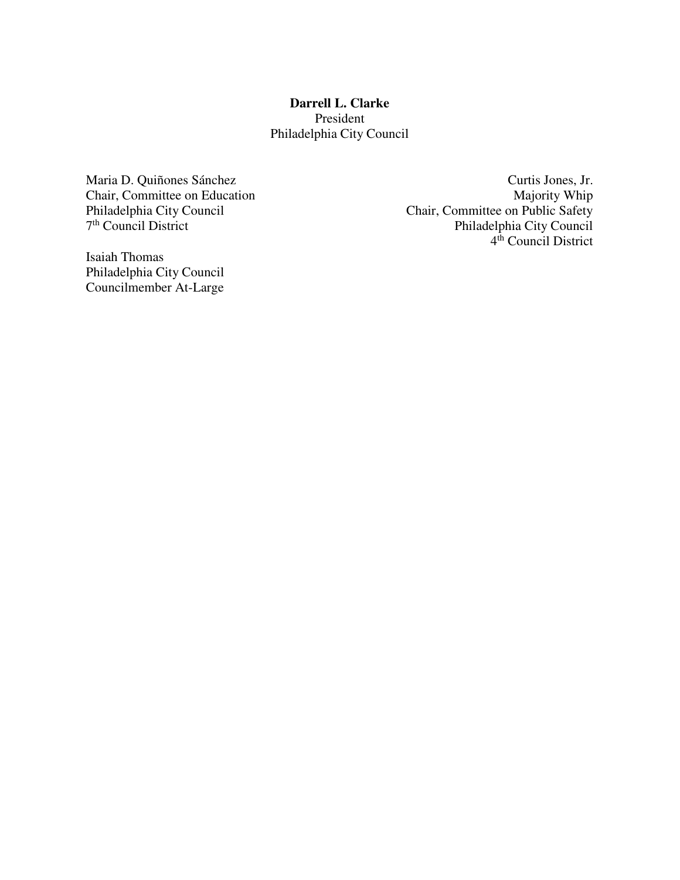**Darrell L. Clarke**
President
Philadelphia City Council

Maria D. Quiñones Sánchez
Chair, Committee on Education
Philadelphia City Council
7th Council District

Curtis Jones, Jr.
Majority Whip
Chair, Committee on Public Safety
Philadelphia City Council
4th Council District

Isaiah Thomas
Philadelphia City Council
Councilmember At-Large